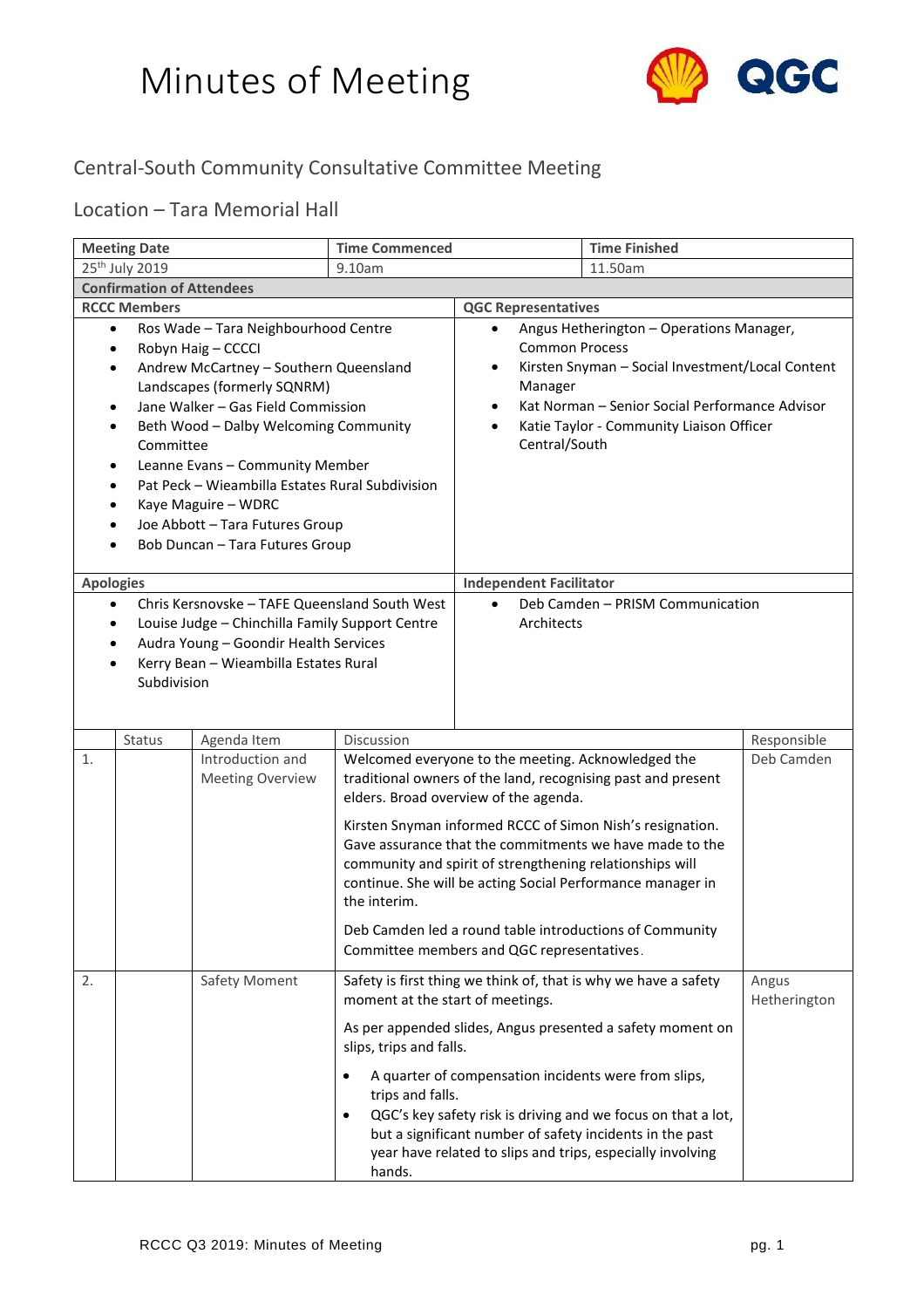# Minutes of Meeting

## Central-South Community Consultative Committee Meeting

## Location – Tara Memorial Hall

| Meeting Date | Time Commenced | Time Finished |
|---|---|---|
| 25th July 2019 | 9.10am | 11.50am |

**Confirmation of Attendees**

| RCCC Members | QGC Representatives |
|---|---|
| • Ros Wade – Tara Neighbourhood Centre<br>• Robyn Haig – CCCCI<br>• Andrew McCartney – Southern Queensland Landscapes (formerly SQNRM)<br>• Jane Walker – Gas Field Commission<br>• Beth Wood – Dalby Welcoming Community Committee<br>• Leanne Evans – Community Member<br>• Pat Peck – Wieambilla Estates Rural Subdivision<br>• Kaye Maguire – WDRC<br>• Joe Abbott – Tara Futures Group<br>• Bob Duncan – Tara Futures Group | • Angus Hetherington – Operations Manager, Common Process<br>• Kirsten Snyman – Social Investment/Local Content Manager<br>• Kat Norman – Senior Social Performance Advisor<br>• Katie Taylor - Community Liaison Officer Central/South |

| Apologies | Independent Facilitator |
|---|---|
| • Chris Kersnovske – TAFE Queensland South West<br>• Louise Judge – Chinchilla Family Support Centre<br>• Audra Young – Goondir Health Services<br>• Kerry Bean – Wieambilla Estates Rural Subdivision | • Deb Camden – PRISM Communication Architects |

| | Status | Agenda Item | Discussion | Responsible |
|---|---|---|---|---|
| 1. | | Introduction and Meeting Overview | Welcomed everyone to the meeting. Acknowledged the traditional owners of the land, recognising past and present elders. Broad overview of the agenda.<br><br>Kirsten Snyman informed RCCC of Simon Nish's resignation. Gave assurance that the commitments we have made to the community and spirit of strengthening relationships will continue. She will be acting Social Performance manager in the interim.<br><br>Deb Camden led a round table introductions of Community Committee members and QGC representatives. | Deb Camden |
| 2. | | Safety Moment | Safety is first thing we think of, that is why we have a safety moment at the start of meetings.<br><br>As per appended slides, Angus presented a safety moment on slips, trips and falls.<br><br>• A quarter of compensation incidents were from slips, trips and falls.<br>• QGC's key safety risk is driving and we focus on that a lot, but a significant number of safety incidents in the past year have related to slips and trips, especially involving hands. | Angus Hetherington |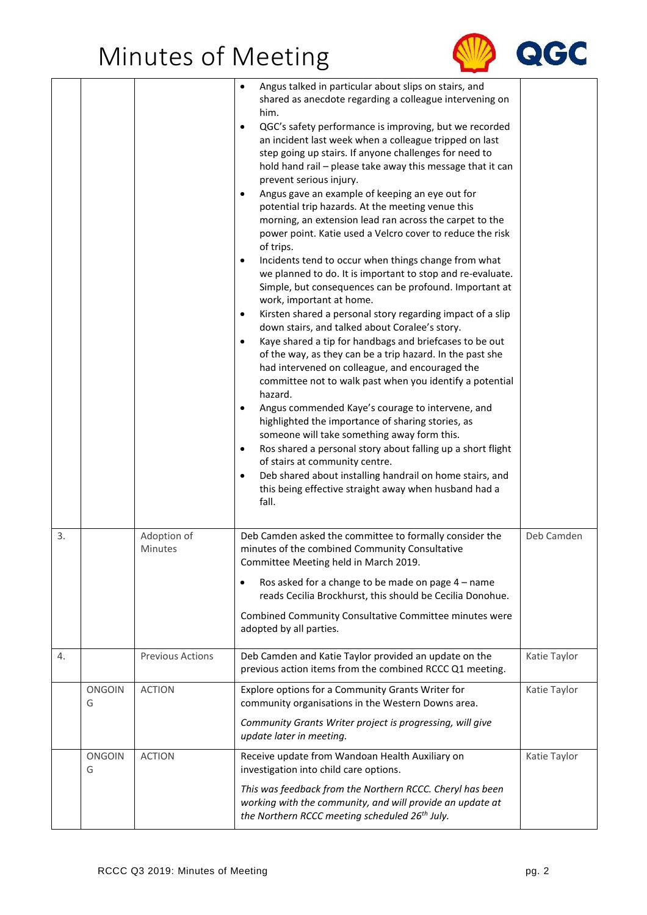# Minutes of Meeting

| | | | | |
|---|---|---|---|---|
| | | | • Angus talked in particular about slips on stairs, and shared as anecdote regarding a colleague intervening on him.<br>• QGC's safety performance is improving, but we recorded an incident last week when a colleague tripped on last step going up stairs. If anyone challenges for need to hold hand rail – please take away this message that it can prevent serious injury.<br>• Angus gave an example of keeping an eye out for potential trip hazards. At the meeting venue this morning, an extension lead ran across the carpet to the power point. Katie used a Velcro cover to reduce the risk of trips.<br>• Incidents tend to occur when things change from what we planned to do. It is important to stop and re-evaluate. Simple, but consequences can be profound. Important at work, important at home.<br>• Kirsten shared a personal story regarding impact of a slip down stairs, and talked about Coralee's story.<br>• Kaye shared a tip for handbags and briefcases to be out of the way, as they can be a trip hazard. In the past she had intervened on colleague, and encouraged the committee not to walk past when you identify a potential hazard.<br>• Angus commended Kaye's courage to intervene, and highlighted the importance of sharing stories, as someone will take something away form this.<br>• Ros shared a personal story about falling up a short flight of stairs at community centre.<br>• Deb shared about installing handrail on home stairs, and this being effective straight away when husband had a fall. | |
| 3. | | Adoption of Minutes | Deb Camden asked the committee to formally consider the minutes of the combined Community Consultative Committee Meeting held in March 2019.<br>• Ros asked for a change to be made on page 4 – name reads Cecilia Brockhurst, this should be Cecilia Donohue.<br>Combined Community Consultative Committee minutes were adopted by all parties. | Deb Camden |
| 4. | | Previous Actions | Deb Camden and Katie Taylor provided an update on the previous action items from the combined RCCC Q1 meeting. | Katie Taylor |
| | ONGOING | ACTION | Explore options for a Community Grants Writer for community organisations in the Western Downs area.<br>*Community Grants Writer project is progressing, will give update later in meeting.* | Katie Taylor |
| | ONGOING | ACTION | Receive update from Wandoan Health Auxiliary on investigation into child care options.<br>*This was feedback from the Northern RCCC. Cheryl has been working with the community, and will provide an update at the Northern RCCC meeting scheduled 26th July.* | Katie Taylor |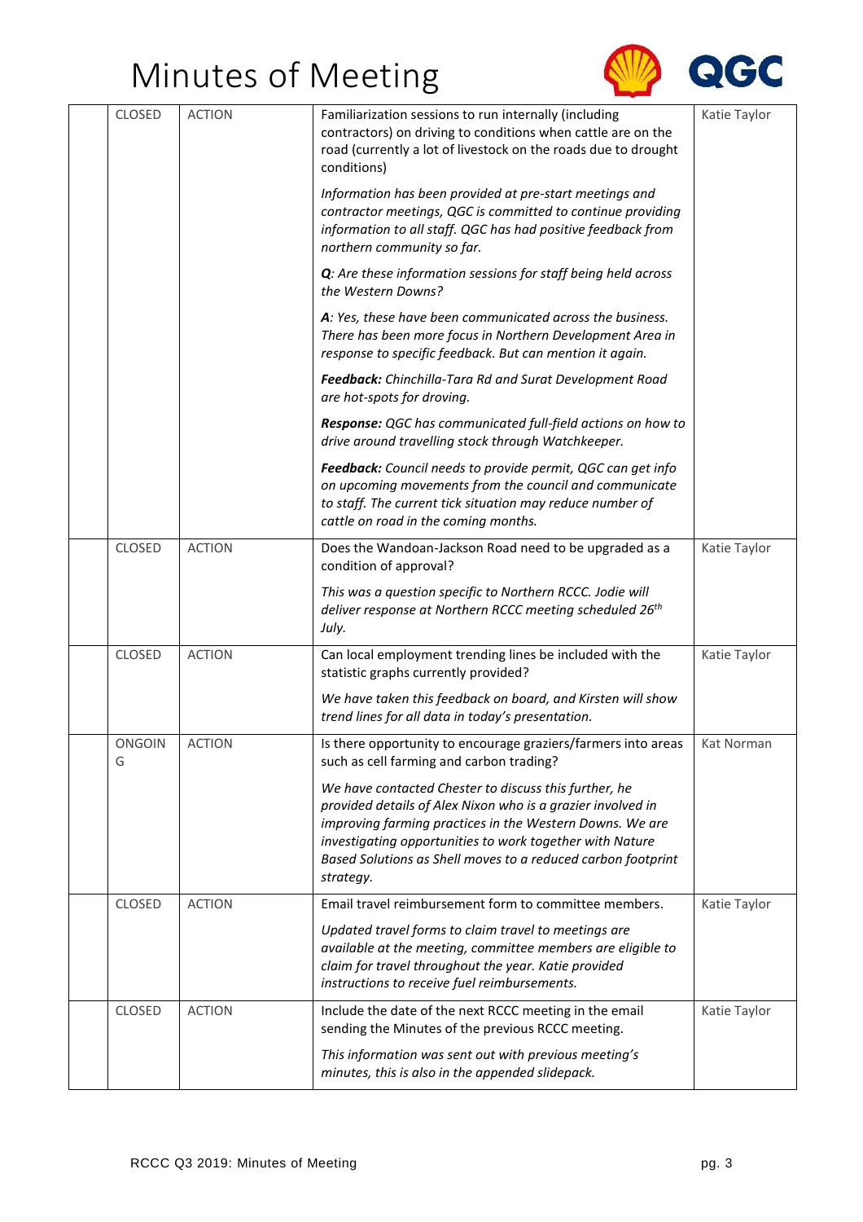# Minutes of Meeting

|  | CLOSED | ACTION | Familiarization sessions to run internally (including contractors) on driving to conditions when cattle are on the road (currently a lot of livestock on the roads due to drought conditions)<br><br>*Information has been provided at pre-start meetings and contractor meetings, QGC is committed to continue providing information to all staff. QGC has had positive feedback from northern community so far.*<br><br>***Q**: Are these information sessions for staff being held across the Western Downs?*<br><br>***A**: Yes, these have been communicated across the business. There has been more focus in Northern Development Area in response to specific feedback. But can mention it again.*<br><br>***Feedback:** Chinchilla-Tara Rd and Surat Development Road are hot-spots for droving.*<br><br>***Response:** QGC has communicated full-field actions on how to drive around travelling stock through Watchkeeper.*<br><br>***Feedback:** Council needs to provide permit, QGC can get info on upcoming movements from the council and communicate to staff. The current tick situation may reduce number of cattle on road in the coming months.* | Katie Taylor |
|---|---|---|---|---|
|  | CLOSED | ACTION | Does the Wandoan-Jackson Road need to be upgraded as a condition of approval?<br><br>*This was a question specific to Northern RCCC. Jodie will deliver response at Northern RCCC meeting scheduled 26th July.* | Katie Taylor |
|  | CLOSED | ACTION | Can local employment trending lines be included with the statistic graphs currently provided?<br><br>*We have taken this feedback on board, and Kirsten will show trend lines for all data in today's presentation.* | Katie Taylor |
|  | ONGOING | ACTION | Is there opportunity to encourage graziers/farmers into areas such as cell farming and carbon trading?<br><br>*We have contacted Chester to discuss this further, he provided details of Alex Nixon who is a grazier involved in improving farming practices in the Western Downs. We are investigating opportunities to work together with Nature Based Solutions as Shell moves to a reduced carbon footprint strategy.* | Kat Norman |
|  | CLOSED | ACTION | Email travel reimbursement form to committee members.<br><br>*Updated travel forms to claim travel to meetings are available at the meeting, committee members are eligible to claim for travel throughout the year. Katie provided instructions to receive fuel reimbursements.* | Katie Taylor |
|  | CLOSED | ACTION | Include the date of the next RCCC meeting in the email sending the Minutes of the previous RCCC meeting.<br><br>*This information was sent out with previous meeting's minutes, this is also in the appended slidepack.* | Katie Taylor |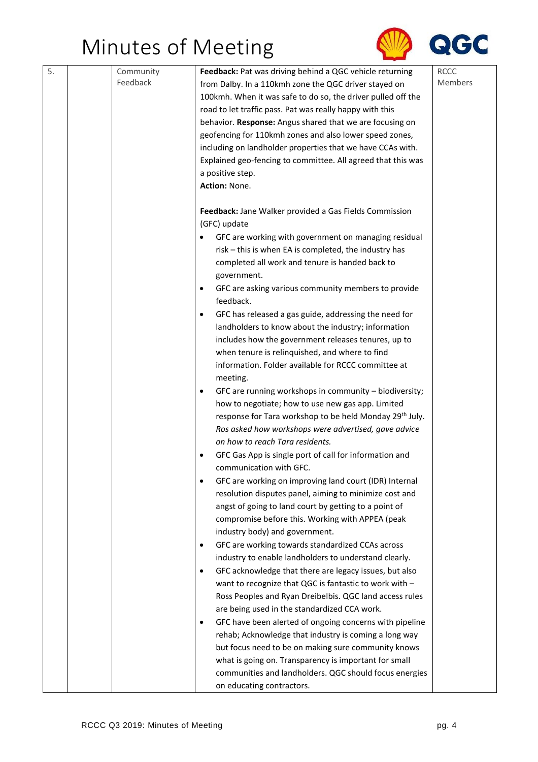# Minutes of Meeting

| | | | | |
|---|---|---|---|---|
| 5. | | Community Feedback | **Feedback:** Pat was driving behind a QGC vehicle returning from Dalby. In a 110kmh zone the QGC driver stayed on 100kmh. When it was safe to do so, the driver pulled off the road to let traffic pass. Pat was really happy with this behavior. **Response:** Angus shared that we are focusing on geofencing for 110kmh zones and also lower speed zones, including on landholder properties that we have CCAs with. Explained geo-fencing to committee. All agreed that this was a positive step.<br>**Action:** None.<br><br>**Feedback:** Jane Walker provided a Gas Fields Commission (GFC) update<br>• GFC are working with government on managing residual risk – this is when EA is completed, the industry has completed all work and tenure is handed back to government.<br>• GFC are asking various community members to provide feedback.<br>• GFC has released a gas guide, addressing the need for landholders to know about the industry; information includes how the government releases tenures, up to when tenure is relinquished, and where to find information. Folder available for RCCC committee at meeting.<br>• GFC are running workshops in community – biodiversity; how to negotiate; how to use new gas app. Limited response for Tara workshop to be held Monday 29th July. *Ros asked how workshops were advertised, gave advice on how to reach Tara residents.*<br>• GFC Gas App is single port of call for information and communication with GFC.<br>• GFC are working on improving land court (IDR) Internal resolution disputes panel, aiming to minimize cost and angst of going to land court by getting to a point of compromise before this. Working with APPEA (peak industry body) and government.<br>• GFC are working towards standardized CCAs across industry to enable landholders to understand clearly.<br>• GFC acknowledge that there are legacy issues, but also want to recognize that QGC is fantastic to work with – Ross Peoples and Ryan Dreibelbis. QGC land access rules are being used in the standardized CCA work.<br>• GFC have been alerted of ongoing concerns with pipeline rehab; Acknowledge that industry is coming a long way but focus need to be on making sure community knows what is going on. Transparency is important for small communities and landholders. QGC should focus energies on educating contractors. | RCCC Members |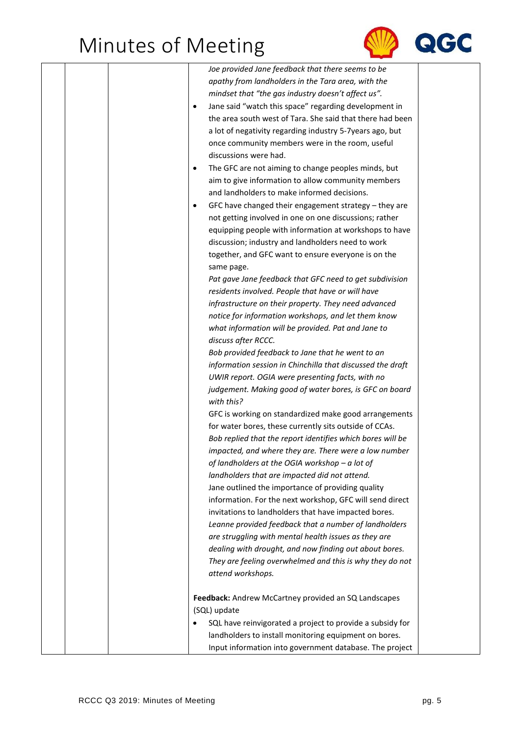| | | | | |
|---|---|---|---|---|
| | | | *Joe provided Jane feedback that there seems to be apathy from landholders in the Tara area, with the mindset that "the gas industry doesn't affect us".*<br>• Jane said "watch this space" regarding development in the area south west of Tara. She said that there had been a lot of negativity regarding industry 5-7years ago, but once community members were in the room, useful discussions were had.<br>• The GFC are not aiming to change peoples minds, but aim to give information to allow community members and landholders to make informed decisions.<br>• GFC have changed their engagement strategy – they are not getting involved in one on one discussions; rather equipping people with information at workshops to have discussion; industry and landholders need to work together, and GFC want to ensure everyone is on the same page.<br>*Pat gave Jane feedback that GFC need to get subdivision residents involved. People that have or will have infrastructure on their property. They need advanced notice for information workshops, and let them know what information will be provided. Pat and Jane to discuss after RCCC.*<br>*Bob provided feedback to Jane that he went to an information session in Chinchilla that discussed the draft UWIR report. OGIA were presenting facts, with no judgement. Making good of water bores, is GFC on board with this?*<br>GFC is working on standardized make good arrangements for water bores, these currently sits outside of CCAs.<br>*Bob replied that the report identifies which bores will be impacted, and where they are. There were a low number of landholders at the OGIA workshop – a lot of landholders that are impacted did not attend.*<br>Jane outlined the importance of providing quality information. For the next workshop, GFC will send direct invitations to landholders that have impacted bores.<br>*Leanne provided feedback that a number of landholders are struggling with mental health issues as they are dealing with drought, and now finding out about bores. They are feeling overwhelmed and this is why they do not attend workshops.*<br><br>**Feedback:** Andrew McCartney provided an SQ Landscapes (SQL) update<br>• SQL have reinvigorated a project to provide a subsidy for landholders to install monitoring equipment on bores. Input information into government database. The project | |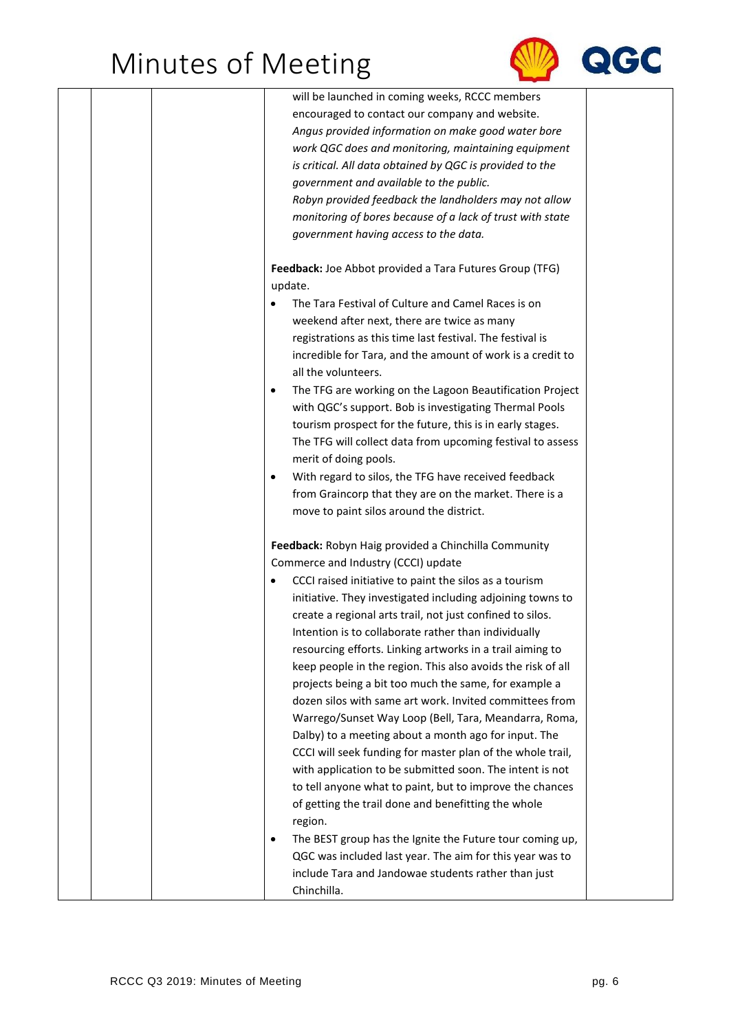| | | | | |
|---|---|---|---|---|
| | | | will be launched in coming weeks, RCCC members encouraged to contact our company and website.<br>*Angus provided information on make good water bore work QGC does and monitoring, maintaining equipment is critical. All data obtained by QGC is provided to the government and available to the public.*<br>*Robyn provided feedback the landholders may not allow monitoring of bores because of a lack of trust with state government having access to the data.*<br><br>**Feedback:** Joe Abbot provided a Tara Futures Group (TFG) update.<br>• The Tara Festival of Culture and Camel Races is on weekend after next, there are twice as many registrations as this time last festival. The festival is incredible for Tara, and the amount of work is a credit to all the volunteers.<br>• The TFG are working on the Lagoon Beautification Project with QGC's support. Bob is investigating Thermal Pools tourism prospect for the future, this is in early stages. The TFG will collect data from upcoming festival to assess merit of doing pools.<br>• With regard to silos, the TFG have received feedback from Graincorp that they are on the market. There is a move to paint silos around the district.<br><br>**Feedback:** Robyn Haig provided a Chinchilla Community Commerce and Industry (CCCI) update<br>• CCCI raised initiative to paint the silos as a tourism initiative. They investigated including adjoining towns to create a regional arts trail, not just confined to silos. Intention is to collaborate rather than individually resourcing efforts. Linking artworks in a trail aiming to keep people in the region. This also avoids the risk of all projects being a bit too much the same, for example a dozen silos with same art work. Invited committees from Warrego/Sunset Way Loop (Bell, Tara, Meandarra, Roma, Dalby) to a meeting about a month ago for input. The CCCI will seek funding for master plan of the whole trail, with application to be submitted soon. The intent is not to tell anyone what to paint, but to improve the chances of getting the trail done and benefitting the whole region.<br>• The BEST group has the Ignite the Future tour coming up, QGC was included last year. The aim for this year was to include Tara and Jandowae students rather than just Chinchilla. | |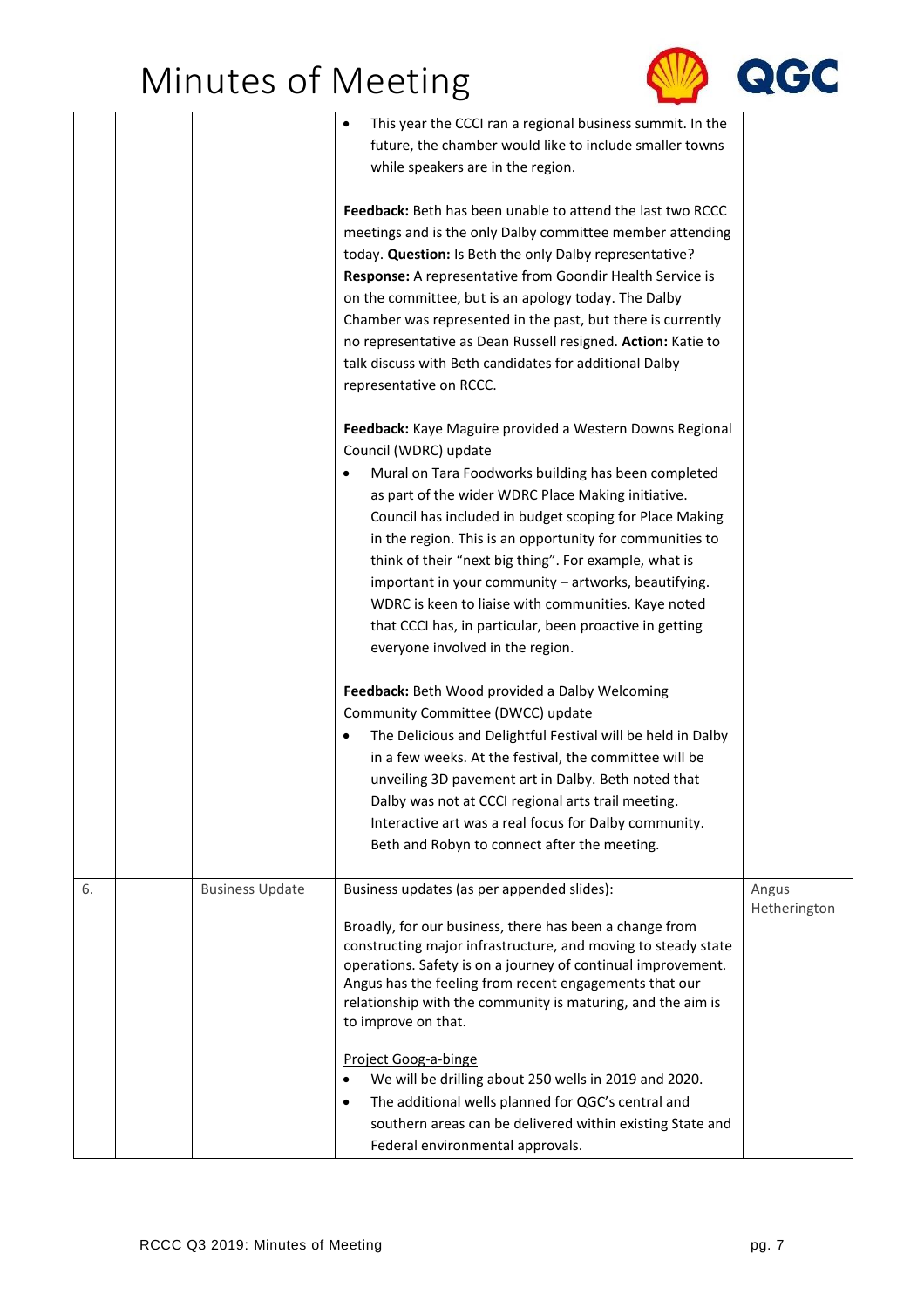| | | | | |
|---|---|---|---|---|
| | | | • This year the CCCI ran a regional business summit. In the future, the chamber would like to include smaller towns while speakers are in the region.<br><br>**Feedback:** Beth has been unable to attend the last two RCCC meetings and is the only Dalby committee member attending today. **Question:** Is Beth the only Dalby representative? **Response:** A representative from Goondir Health Service is on the committee, but is an apology today. The Dalby Chamber was represented in the past, but there is currently no representative as Dean Russell resigned. **Action:** Katie to talk discuss with Beth candidates for additional Dalby representative on RCCC.<br><br>**Feedback:** Kaye Maguire provided a Western Downs Regional Council (WDRC) update<br>• Mural on Tara Foodworks building has been completed as part of the wider WDRC Place Making initiative. Council has included in budget scoping for Place Making in the region. This is an opportunity for communities to think of their "next big thing". For example, what is important in your community – artworks, beautifying. WDRC is keen to liaise with communities. Kaye noted that CCCI has, in particular, been proactive in getting everyone involved in the region.<br><br>**Feedback:** Beth Wood provided a Dalby Welcoming Community Committee (DWCC) update<br>• The Delicious and Delightful Festival will be held in Dalby in a few weeks. At the festival, the committee will be unveiling 3D pavement art in Dalby. Beth noted that Dalby was not at CCCI regional arts trail meeting. Interactive art was a real focus for Dalby community. Beth and Robyn to connect after the meeting. | |
| 6. | | Business Update | Business updates (as per appended slides):<br><br>Broadly, for our business, there has been a change from constructing major infrastructure, and moving to steady state operations. Safety is on a journey of continual improvement. Angus has the feeling from recent engagements that our relationship with the community is maturing, and the aim is to improve on that.<br><br>Project Goog-a-binge<br>• We will be drilling about 250 wells in 2019 and 2020.<br>• The additional wells planned for QGC's central and southern areas can be delivered within existing State and Federal environmental approvals. | Angus Hetherington |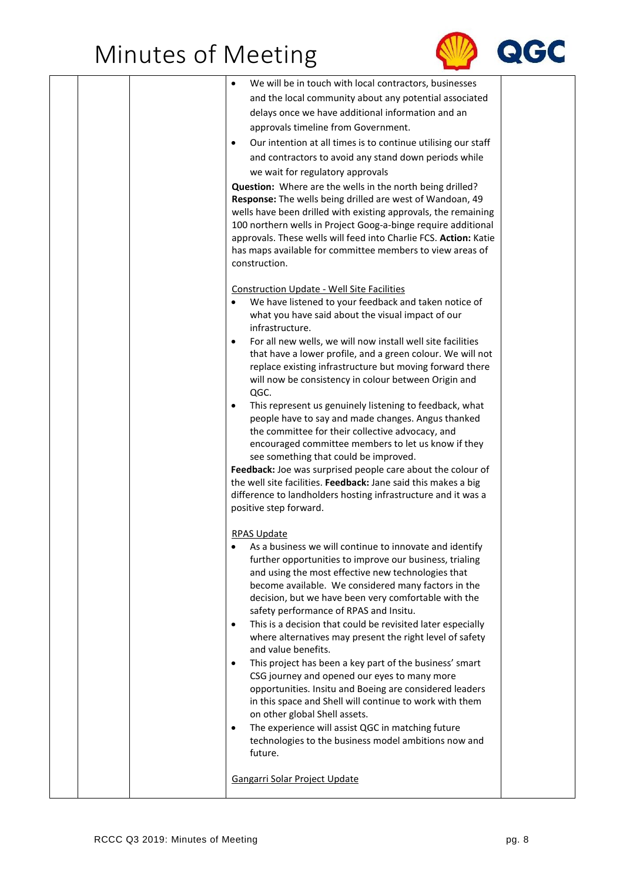| | | | | |
|---|---|---|---|---|
| | | | <ul><li>We will be in touch with local contractors, businesses and the local community about any potential associated delays once we have additional information and an approvals timeline from Government.</li><li>Our intention at all times is to continue utilising our staff and contractors to avoid any stand down periods while we wait for regulatory approvals</li></ul>**Question:** Where are the wells in the north being drilled? **Response:** The wells being drilled are west of Wandoan, 49 wells have been drilled with existing approvals, the remaining 100 northern wells in Project Goog-a-binge require additional approvals. These wells will feed into Charlie FCS. **Action:** Katie has maps available for committee members to view areas of construction.<br><br><u>Construction Update - Well Site Facilities</u><ul><li>We have listened to your feedback and taken notice of what you have said about the visual impact of our infrastructure.</li><li>For all new wells, we will now install well site facilities that have a lower profile, and a green colour. We will not replace existing infrastructure but moving forward there will now be consistency in colour between Origin and QGC.</li><li>This represent us genuinely listening to feedback, what people have to say and made changes. Angus thanked the committee for their collective advocacy, and encouraged committee members to let us know if they see something that could be improved.</li></ul>**Feedback:** Joe was surprised people care about the colour of the well site facilities. **Feedback:** Jane said this makes a big difference to landholders hosting infrastructure and it was a positive step forward.<br><br><u>RPAS Update</u><ul><li>As a business we will continue to innovate and identify further opportunities to improve our business, trialing and using the most effective new technologies that become available. We considered many factors in the decision, but we have been very comfortable with the safety performance of RPAS and Insitu.</li><li>This is a decision that could be revisited later especially where alternatives may present the right level of safety and value benefits.</li><li>This project has been a key part of the business' smart CSG journey and opened our eyes to many more opportunities. Insitu and Boeing are considered leaders in this space and Shell will continue to work with them on other global Shell assets.</li><li>The experience will assist QGC in matching future technologies to the business model ambitions now and future.</li></ul><u>Gangarri Solar Project Update</u> | |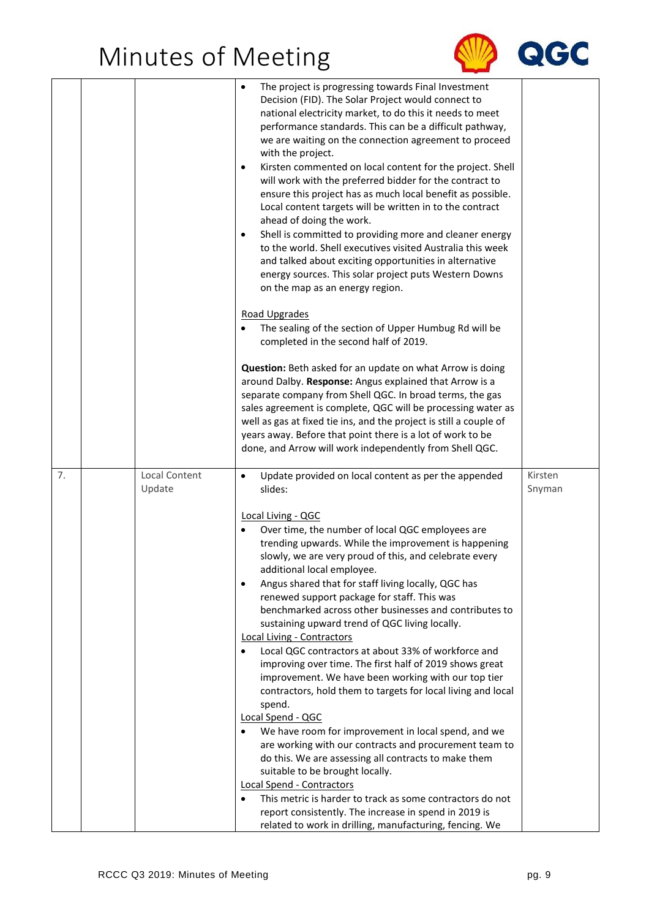| | | | | |
|---|---|---|---|---|
| | | | • The project is progressing towards Final Investment Decision (FID). The Solar Project would connect to national electricity market, to do this it needs to meet performance standards. This can be a difficult pathway, we are waiting on the connection agreement to proceed with the project.<br>• Kirsten commented on local content for the project. Shell will work with the preferred bidder for the contract to ensure this project has as much local benefit as possible. Local content targets will be written in to the contract ahead of doing the work.<br>• Shell is committed to providing more and cleaner energy to the world. Shell executives visited Australia this week and talked about exciting opportunities in alternative energy sources. This solar project puts Western Downs on the map as an energy region.<br><br><u>Road Upgrades</u><br>• The sealing of the section of Upper Humbug Rd will be completed in the second half of 2019.<br><br>**Question:** Beth asked for an update on what Arrow is doing around Dalby. **Response:** Angus explained that Arrow is a separate company from Shell QGC. In broad terms, the gas sales agreement is complete, QGC will be processing water as well as gas at fixed tie ins, and the project is still a couple of years away. Before that point there is a lot of work to be done, and Arrow will work independently from Shell QGC. | |
| 7. | | Local Content Update | • Update provided on local content as per the appended slides:<br><br><u>Local Living - QGC</u><br>• Over time, the number of local QGC employees are trending upwards. While the improvement is happening slowly, we are very proud of this, and celebrate every additional local employee.<br>• Angus shared that for staff living locally, QGC has renewed support package for staff. This was benchmarked across other businesses and contributes to sustaining upward trend of QGC living locally.<br><u>Local Living - Contractors</u><br>• Local QGC contractors at about 33% of workforce and improving over time. The first half of 2019 shows great improvement. We have been working with our top tier contractors, hold them to targets for local living and local spend.<br><u>Local Spend - QGC</u><br>• We have room for improvement in local spend, and we are working with our contracts and procurement team to do this. We are assessing all contracts to make them suitable to be brought locally.<br><u>Local Spend - Contractors</u><br>• This metric is harder to track as some contractors do not report consistently. The increase in spend in 2019 is related to work in drilling, manufacturing, fencing. We | Kirsten Snyman |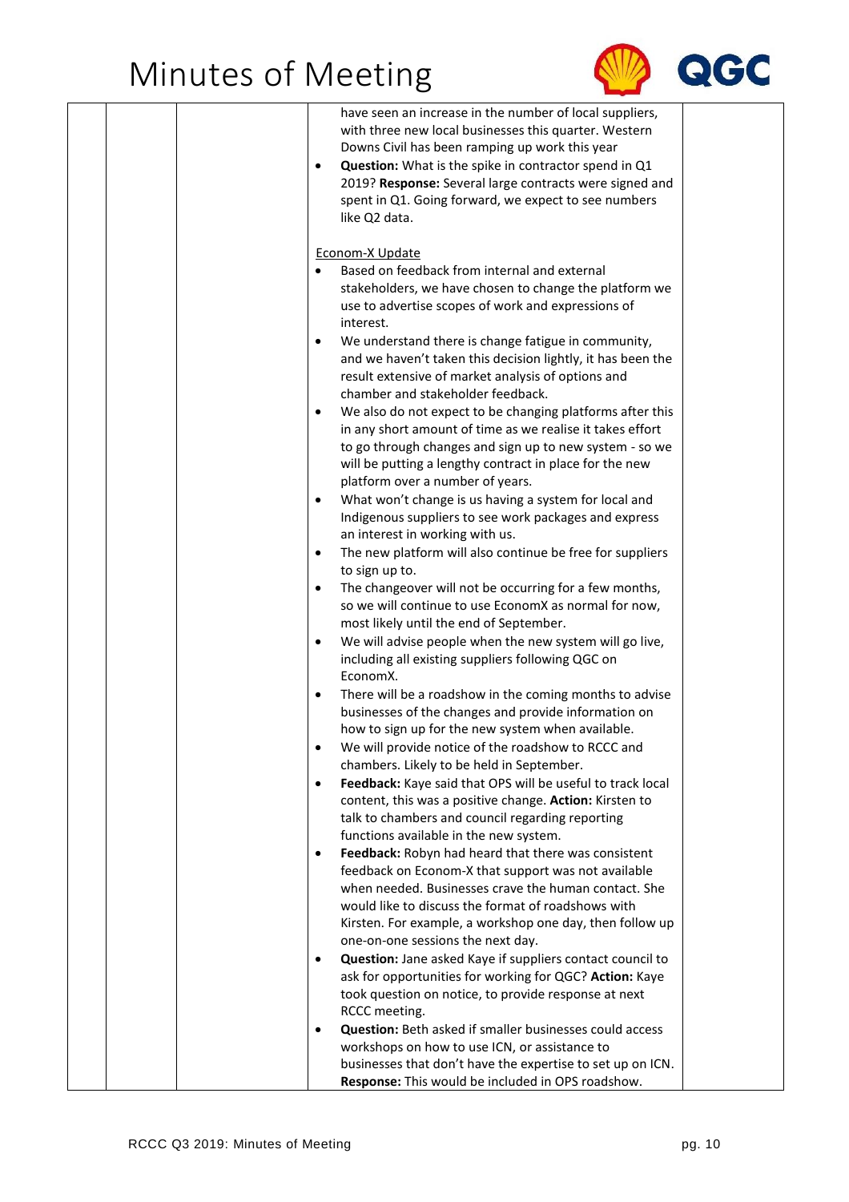| | | | | |
|---|---|---|---|---|
| | | | have seen an increase in the number of local suppliers, with three new local businesses this quarter. Western Downs Civil has been ramping up work this year<br>• **Question:** What is the spike in contractor spend in Q1 2019? **Response:** Several large contracts were signed and spent in Q1. Going forward, we expect to see numbers like Q2 data.<br><br>Econom-X Update<br>• Based on feedback from internal and external stakeholders, we have chosen to change the platform we use to advertise scopes of work and expressions of interest.<br>• We understand there is change fatigue in community, and we haven't taken this decision lightly, it has been the result extensive of market analysis of options and chamber and stakeholder feedback.<br>• We also do not expect to be changing platforms after this in any short amount of time as we realise it takes effort to go through changes and sign up to new system - so we will be putting a lengthy contract in place for the new platform over a number of years.<br>• What won't change is us having a system for local and Indigenous suppliers to see work packages and express an interest in working with us.<br>• The new platform will also continue be free for suppliers to sign up to.<br>• The changeover will not be occurring for a few months, so we will continue to use EconomX as normal for now, most likely until the end of September.<br>• We will advise people when the new system will go live, including all existing suppliers following QGC on EconomX.<br>• There will be a roadshow in the coming months to advise businesses of the changes and provide information on how to sign up for the new system when available.<br>• We will provide notice of the roadshow to RCCC and chambers. Likely to be held in September.<br>• **Feedback:** Kaye said that OPS will be useful to track local content, this was a positive change. **Action:** Kirsten to talk to chambers and council regarding reporting functions available in the new system.<br>• **Feedback:** Robyn had heard that there was consistent feedback on Econom-X that support was not available when needed. Businesses crave the human contact. She would like to discuss the format of roadshows with Kirsten. For example, a workshop one day, then follow up one-on-one sessions the next day.<br>• **Question:** Jane asked Kaye if suppliers contact council to ask for opportunities for working for QGC? **Action:** Kaye took question on notice, to provide response at next RCCC meeting.<br>• **Question:** Beth asked if smaller businesses could access workshops on how to use ICN, or assistance to businesses that don't have the expertise to set up on ICN. **Response:** This would be included in OPS roadshow. | |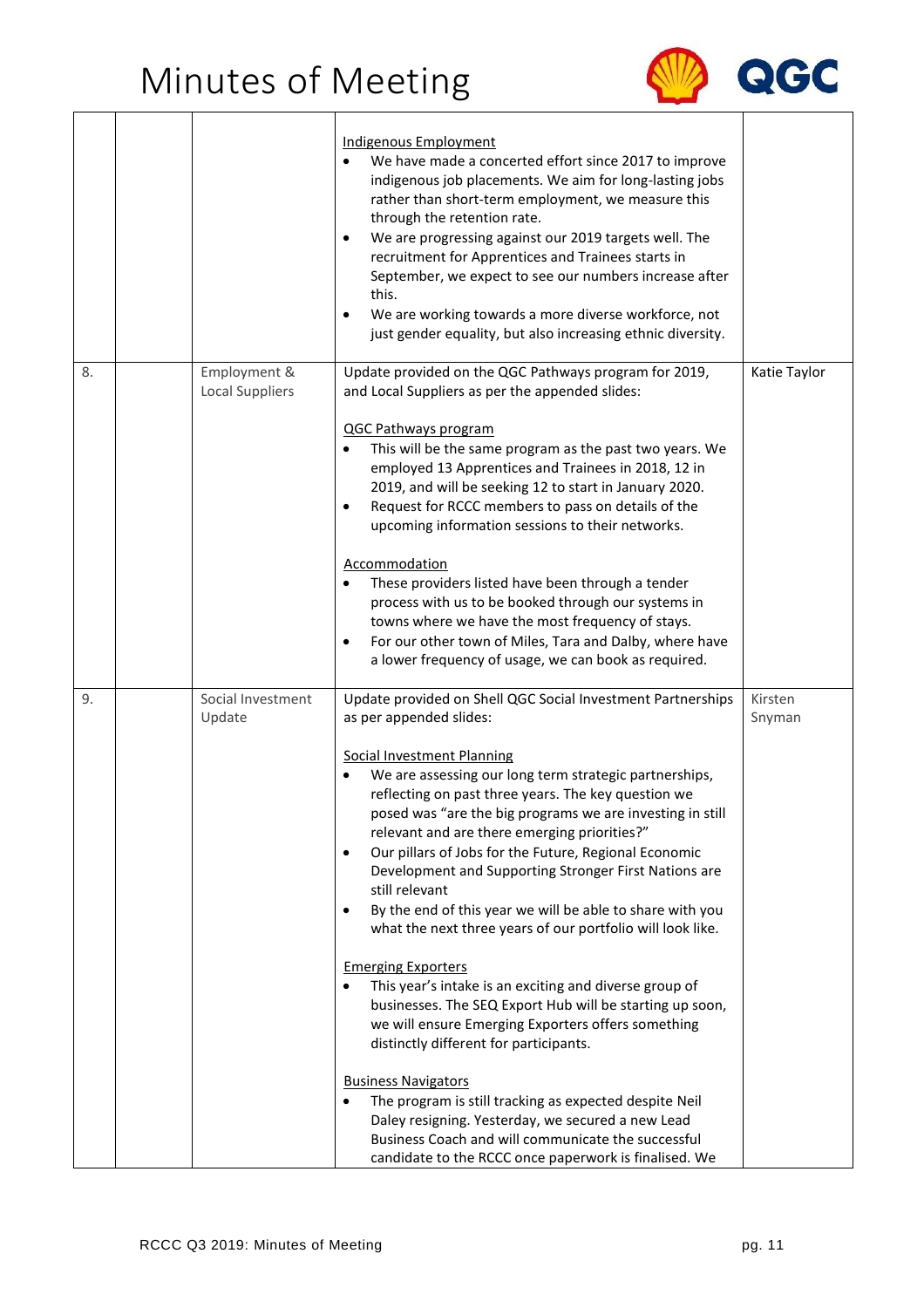| | | | | |
|---|---|---|---|---|
| | | | Indigenous Employment<br>• We have made a concerted effort since 2017 to improve indigenous job placements. We aim for long-lasting jobs rather than short-term employment, we measure this through the retention rate.<br>• We are progressing against our 2019 targets well. The recruitment for Apprentices and Trainees starts in September, we expect to see our numbers increase after this.<br>• We are working towards a more diverse workforce, not just gender equality, but also increasing ethnic diversity. | |
| 8. | | Employment & Local Suppliers | Update provided on the QGC Pathways program for 2019, and Local Suppliers as per the appended slides:<br><br>QGC Pathways program<br>• This will be the same program as the past two years. We employed 13 Apprentices and Trainees in 2018, 12 in 2019, and will be seeking 12 to start in January 2020.<br>• Request for RCCC members to pass on details of the upcoming information sessions to their networks.<br><br>Accommodation<br>• These providers listed have been through a tender process with us to be booked through our systems in towns where we have the most frequency of stays.<br>• For our other town of Miles, Tara and Dalby, where have a lower frequency of usage, we can book as required. | Katie Taylor |
| 9. | | Social Investment Update | Update provided on Shell QGC Social Investment Partnerships as per appended slides:<br><br>Social Investment Planning<br>• We are assessing our long term strategic partnerships, reflecting on past three years. The key question we posed was "are the big programs we are investing in still relevant and are there emerging priorities?"<br>• Our pillars of Jobs for the Future, Regional Economic Development and Supporting Stronger First Nations are still relevant<br>• By the end of this year we will be able to share with you what the next three years of our portfolio will look like.<br><br>Emerging Exporters<br>• This year's intake is an exciting and diverse group of businesses. The SEQ Export Hub will be starting up soon, we will ensure Emerging Exporters offers something distinctly different for participants.<br><br>Business Navigators<br>• The program is still tracking as expected despite Neil Daley resigning. Yesterday, we secured a new Lead Business Coach and will communicate the successful candidate to the RCCC once paperwork is finalised. We | Kirsten Snyman |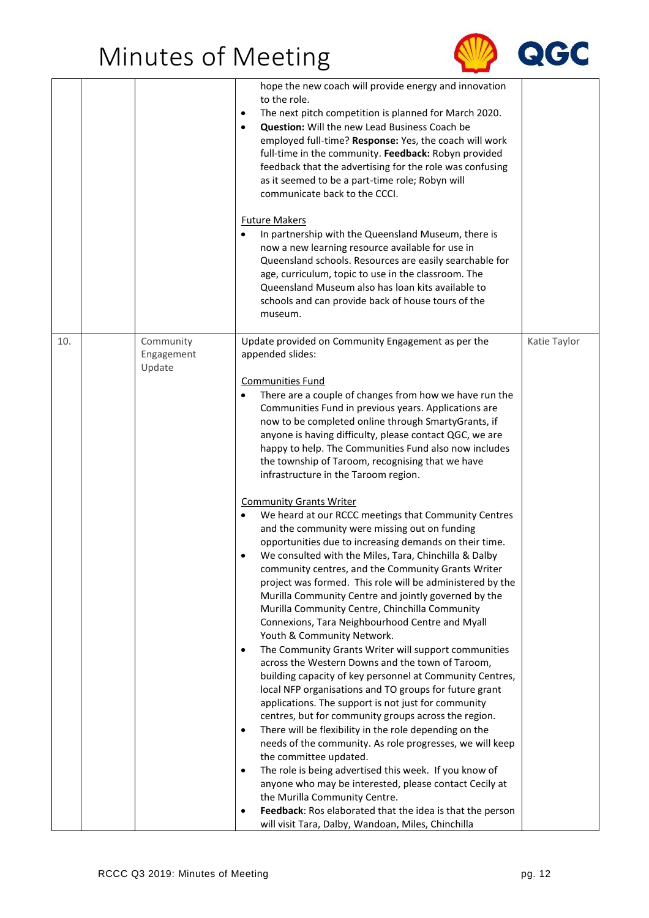| | | | | |
|---|---|---|---|---|
| | | | hope the new coach will provide energy and innovation to the role.<br>• The next pitch competition is planned for March 2020.<br>• **Question:** Will the new Lead Business Coach be employed full-time? **Response:** Yes, the coach will work full-time in the community. **Feedback:** Robyn provided feedback that the advertising for the role was confusing as it seemed to be a part-time role; Robyn will communicate back to the CCCI.<br><br><u>Future Makers</u><br>• In partnership with the Queensland Museum, there is now a new learning resource available for use in Queensland schools. Resources are easily searchable for age, curriculum, topic to use in the classroom. The Queensland Museum also has loan kits available to schools and can provide back of house tours of the museum. | |
| 10. | | Community Engagement Update | Update provided on Community Engagement as per the appended slides:<br><br><u>Communities Fund</u><br>• There are a couple of changes from how we have run the Communities Fund in previous years. Applications are now to be completed online through SmartyGrants, if anyone is having difficulty, please contact QGC, we are happy to help. The Communities Fund also now includes the township of Taroom, recognising that we have infrastructure in the Taroom region.<br><br><u>Community Grants Writer</u><br>• We heard at our RCCC meetings that Community Centres and the community were missing out on funding opportunities due to increasing demands on their time.<br>• We consulted with the Miles, Tara, Chinchilla & Dalby community centres, and the Community Grants Writer project was formed. This role will be administered by the Murilla Community Centre and jointly governed by the Murilla Community Centre, Chinchilla Community Connexions, Tara Neighbourhood Centre and Myall Youth & Community Network.<br>• The Community Grants Writer will support communities across the Western Downs and the town of Taroom, building capacity of key personnel at Community Centres, local NFP organisations and TO groups for future grant applications. The support is not just for community centres, but for community groups across the region.<br>• There will be flexibility in the role depending on the needs of the community. As role progresses, we will keep the committee updated.<br>• The role is being advertised this week. If you know of anyone who may be interested, please contact Cecily at the Murilla Community Centre.<br>• **Feedback**: Ros elaborated that the idea is that the person will visit Tara, Dalby, Wandoan, Miles, Chinchilla | Katie Taylor |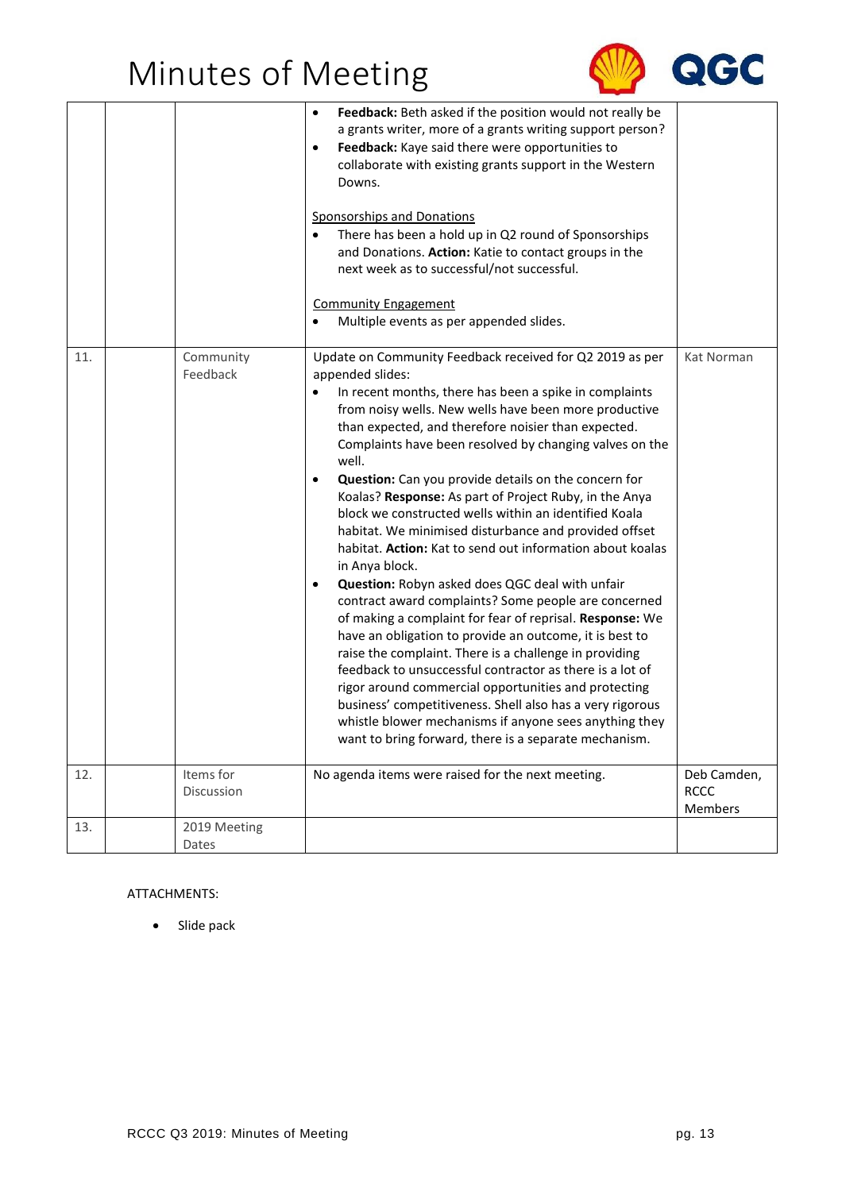| | | | | |
|---|---|---|---|---|
| | | | • **Feedback:** Beth asked if the position would not really be a grants writer, more of a grants writing support person?<br>• **Feedback:** Kaye said there were opportunities to collaborate with existing grants support in the Western Downs.<br><br><u>Sponsorships and Donations</u><br>• There has been a hold up in Q2 round of Sponsorships and Donations. **Action:** Katie to contact groups in the next week as to successful/not successful.<br><br><u>Community Engagement</u><br>• Multiple events as per appended slides. | |
| 11. | | Community Feedback | Update on Community Feedback received for Q2 2019 as per appended slides:<br>• In recent months, there has been a spike in complaints from noisy wells. New wells have been more productive than expected, and therefore noisier than expected. Complaints have been resolved by changing valves on the well.<br>• **Question:** Can you provide details on the concern for Koalas? **Response:** As part of Project Ruby, in the Anya block we constructed wells within an identified Koala habitat. We minimised disturbance and provided offset habitat. **Action:** Kat to send out information about koalas in Anya block.<br>• **Question:** Robyn asked does QGC deal with unfair contract award complaints? Some people are concerned of making a complaint for fear of reprisal. **Response:** We have an obligation to provide an outcome, it is best to raise the complaint. There is a challenge in providing feedback to unsuccessful contractor as there is a lot of rigor around commercial opportunities and protecting business' competitiveness. Shell also has a very rigorous whistle blower mechanisms if anyone sees anything they want to bring forward, there is a separate mechanism. | Kat Norman |
| 12. | | Items for Discussion | No agenda items were raised for the next meeting. | Deb Camden, RCCC Members |
| 13. | | 2019 Meeting Dates | | |

ATTACHMENTS:

- Slide pack